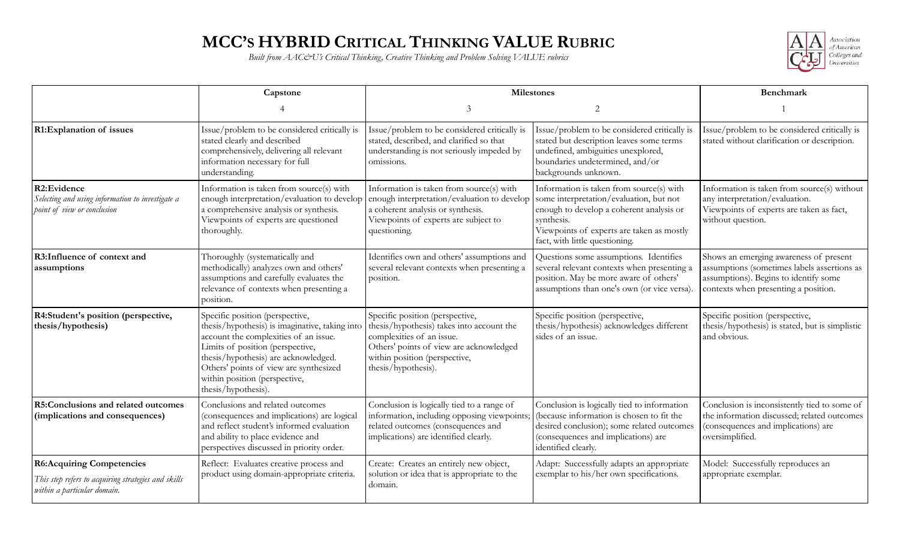# MCC's HYBRID CRITICAL THINKING VALUE RUBRIC

*Built from AAC&U's Critical Thinking, Creative Thinking and Problem Solving VALUE rubrics*

Association of American Colleges and Universities

| | Capstone | Milestones | | Benchmark |
|---|---|---|---|---|
| | 4 | 3 | 2 | 1 |
| **R1:Explanation of issues** | Issue/problem to be considered critically is stated clearly and described comprehensively, delivering all relevant information necessary for full understanding. | Issue/problem to be considered critically is stated, described, and clarified so that understanding is not seriously impeded by omissions. | Issue/problem to be considered critically is stated but description leaves some terms undefined, ambiguities unexplored, boundaries undetermined, and/or backgrounds unknown. | Issue/problem to be considered critically is stated without clarification or description. |
| **R2:Evidence** *Selecting and using information to investigate a point of view or conclusion* | Information is taken from source(s) with enough interpretation/evaluation to develop a comprehensive analysis or synthesis. Viewpoints of experts are questioned thoroughly. | Information is taken from source(s) with enough interpretation/evaluation to develop a coherent analysis or synthesis. Viewpoints of experts are subject to questioning. | Information is taken from source(s) with some interpretation/evaluation, but not enough to develop a coherent analysis or synthesis. Viewpoints of experts are taken as mostly fact, with little questioning. | Information is taken from source(s) without any interpretation/evaluation. Viewpoints of experts are taken as fact, without question. |
| **R3:Influence of context and assumptions** | Thoroughly (systematically and methodically) analyzes own and others' assumptions and carefully evaluates the relevance of contexts when presenting a position. | Identifies own and others' assumptions and several relevant contexts when presenting a position. | Questions some assumptions. Identifies several relevant contexts when presenting a position. May be more aware of others' assumptions than one's own (or vice versa). | Shows an emerging awareness of present assumptions (sometimes labels assertions as assumptions). Begins to identify some contexts when presenting a position. |
| **R4:Student's position (perspective, thesis/hypothesis)** | Specific position (perspective, thesis/hypothesis) is imaginative, taking into account the complexities of an issue. Limits of position (perspective, thesis/hypothesis) are acknowledged. Others' points of view are synthesized within position (perspective, thesis/hypothesis). | Specific position (perspective, thesis/hypothesis) takes into account the complexities of an issue. Others' points of view are acknowledged within position (perspective, thesis/hypothesis). | Specific position (perspective, thesis/hypothesis) acknowledges different sides of an issue. | Specific position (perspective, thesis/hypothesis) is stated, but is simplistic and obvious. |
| **R5:Conclusions and related outcomes (implications and consequences)** | Conclusions and related outcomes (consequences and implications) are logical and reflect student's informed evaluation and ability to place evidence and perspectives discussed in priority order. | Conclusion is logically tied to a range of information, including opposing viewpoints; related outcomes (consequences and implications) are identified clearly. | Conclusion is logically tied to information (because information is chosen to fit the desired conclusion); some related outcomes (consequences and implications) are identified clearly. | Conclusion is inconsistently tied to some of the information discussed; related outcomes (consequences and implications) are oversimplified. |
| **R6:Acquiring Competencies** *This step refers to acquiring strategies and skills within a particular domain.* | Reflect: Evaluates creative process and product using domain-appropriate criteria. | Create: Creates an entirely new object, solution or idea that is appropriate to the domain. | Adapt: Successfully adapts an appropriate exemplar to his/her own specifications. | Model: Successfully reproduces an appropriate exemplar. |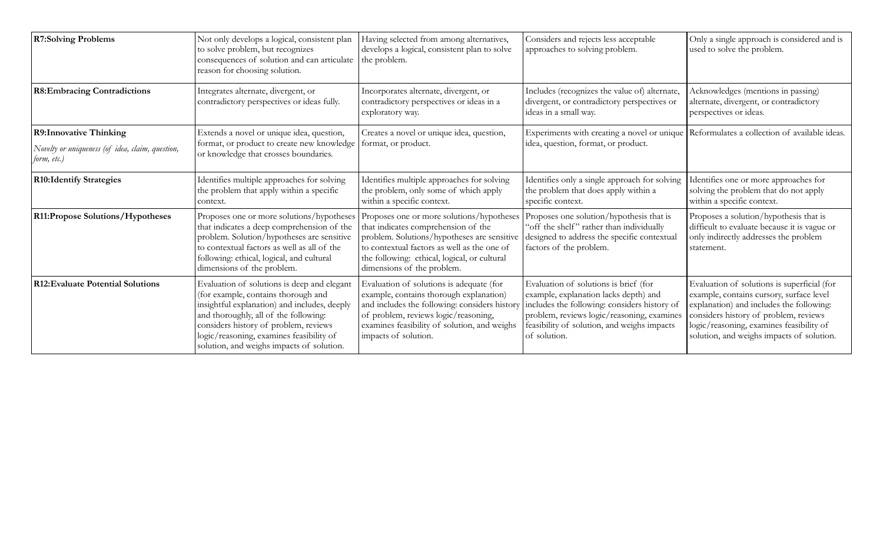| | | | | |
|---|---|---|---|---|
| **R7:Solving Problems** | Not only develops a logical, consistent plan to solve problem, but recognizes consequences of solution and can articulate reason for choosing solution. | Having selected from among alternatives, develops a logical, consistent plan to solve the problem. | Considers and rejects less acceptable approaches to solving problem. | Only a single approach is considered and is used to solve the problem. |
| **R8:Embracing Contradictions** | Integrates alternate, divergent, or contradictory perspectives or ideas fully. | Incorporates alternate, divergent, or contradictory perspectives or ideas in a exploratory way. | Includes (recognizes the value of) alternate, divergent, or contradictory perspectives or ideas in a small way. | Acknowledges (mentions in passing) alternate, divergent, or contradictory perspectives or ideas. |
| **R9:Innovative Thinking** *Novelty or uniqueness (of idea, claim, question, form, etc.)* | Extends a novel or unique idea, question, format, or product to create new knowledge or knowledge that crosses boundaries. | Creates a novel or unique idea, question, format, or product. | Experiments with creating a novel or unique idea, question, format, or product. | Reformulates a collection of available ideas. |
| **R10:Identify Strategies** | Identifies multiple approaches for solving the problem that apply within a specific context. | Identifies multiple approaches for solving the problem, only some of which apply within a specific context. | Identifies only a single approach for solving the problem that does apply within a specific context. | Identifies one or more approaches for solving the problem that do not apply within a specific context. |
| **R11:Propose Solutions/Hypotheses** | Proposes one or more solutions/hypotheses that indicates a deep comprehension of the problem. Solution/hypotheses are sensitive to contextual factors as well as all of the following: ethical, logical, and cultural dimensions of the problem. | Proposes one or more solutions/hypotheses that indicates comprehension of the problem. Solutions/hypotheses are sensitive to contextual factors as well as the one of the following: ethical, logical, or cultural dimensions of the problem. | Proposes one solution/hypothesis that is "off the shelf" rather than individually designed to address the specific contextual factors of the problem. | Proposes a solution/hypothesis that is difficult to evaluate because it is vague or only indirectly addresses the problem statement. |
| **R12:Evaluate Potential Solutions** | Evaluation of solutions is deep and elegant (for example, contains thorough and insightful explanation) and includes, deeply and thoroughly, all of the following: considers history of problem, reviews logic/reasoning, examines feasibility of solution, and weighs impacts of solution. | Evaluation of solutions is adequate (for example, contains thorough explanation) and includes the following: considers history of problem, reviews logic/reasoning, examines feasibility of solution, and weighs impacts of solution. | Evaluation of solutions is brief (for example, explanation lacks depth) and includes the following: considers history of problem, reviews logic/reasoning, examines feasibility of solution, and weighs impacts of solution. | Evaluation of solutions is superficial (for example, contains cursory, surface level explanation) and includes the following: considers history of problem, reviews logic/reasoning, examines feasibility of solution, and weighs impacts of solution. |